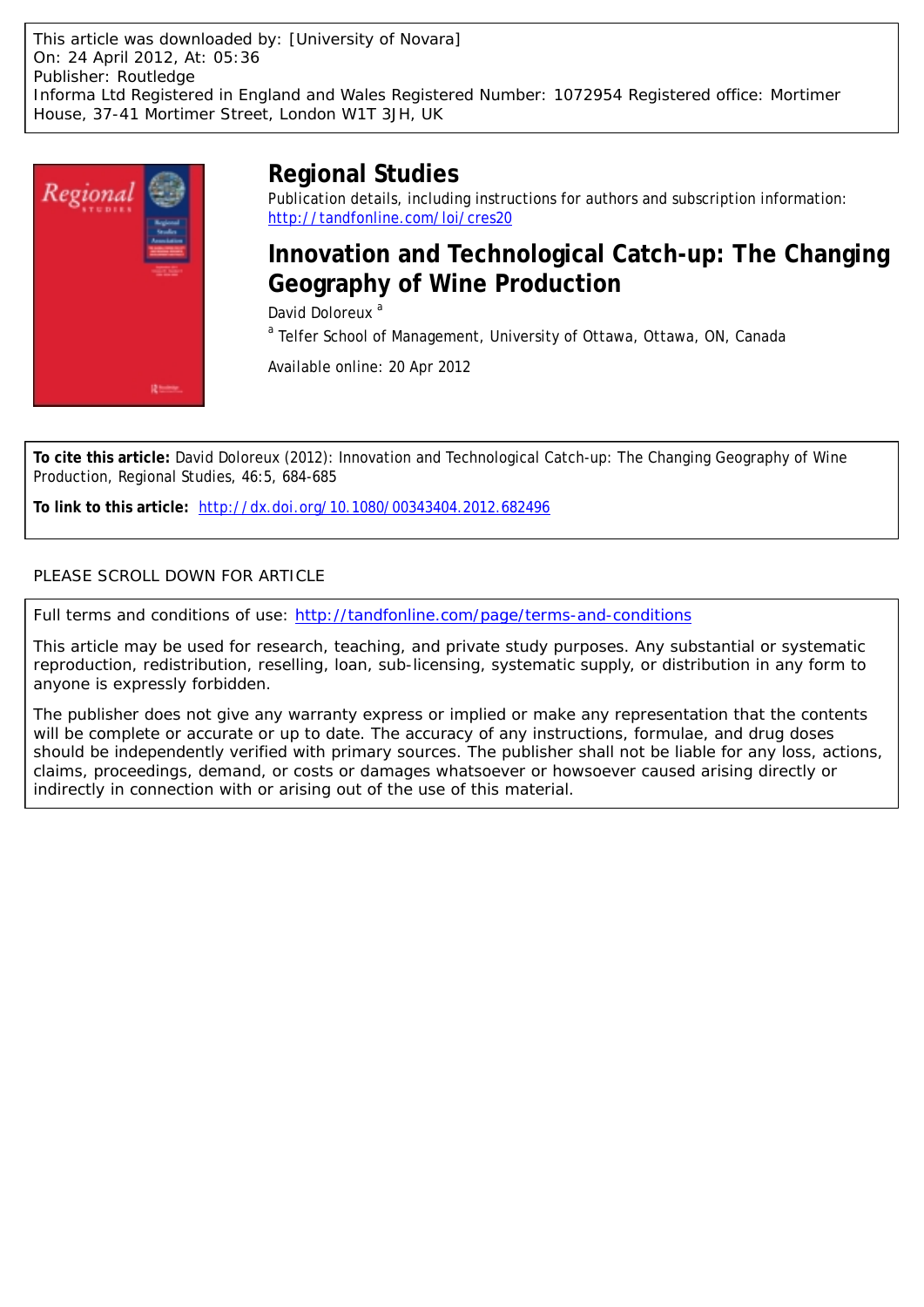This article was downloaded by: [University of Novara]
On: 24 April 2012, At: 05:36
Publisher: Routledge
Informa Ltd Registered in England and Wales Registered Number: 1072954 Registered office: Mortimer House, 37-41 Mortimer Street, London W1T 3JH, UK

# Regional Studies

Publication details, including instructions for authors and subscription information:
http://tandfonline.com/loi/cres20

## Innovation and Technological Catch-up: The Changing Geography of Wine Production

David Doloreux [a]

[a] Telfer School of Management, University of Ottawa, Ottawa, ON, Canada

Available online: 20 Apr 2012

**To cite this article:** David Doloreux (2012): Innovation and Technological Catch-up: The Changing Geography of Wine Production, Regional Studies, 46:5, 684-685

**To link to this article:** http://dx.doi.org/10.1080/00343404.2012.682496

PLEASE SCROLL DOWN FOR ARTICLE

Full terms and conditions of use: http://tandfonline.com/page/terms-and-conditions

This article may be used for research, teaching, and private study purposes. Any substantial or systematic reproduction, redistribution, reselling, loan, sub-licensing, systematic supply, or distribution in any form to anyone is expressly forbidden.

The publisher does not give any warranty express or implied or make any representation that the contents will be complete or accurate or up to date. The accuracy of any instructions, formulae, and drug doses should be independently verified with primary sources. The publisher shall not be liable for any loss, actions, claims, proceedings, demand, or costs or damages whatsoever or howsoever caused arising directly or indirectly in connection with or arising out of the use of this material.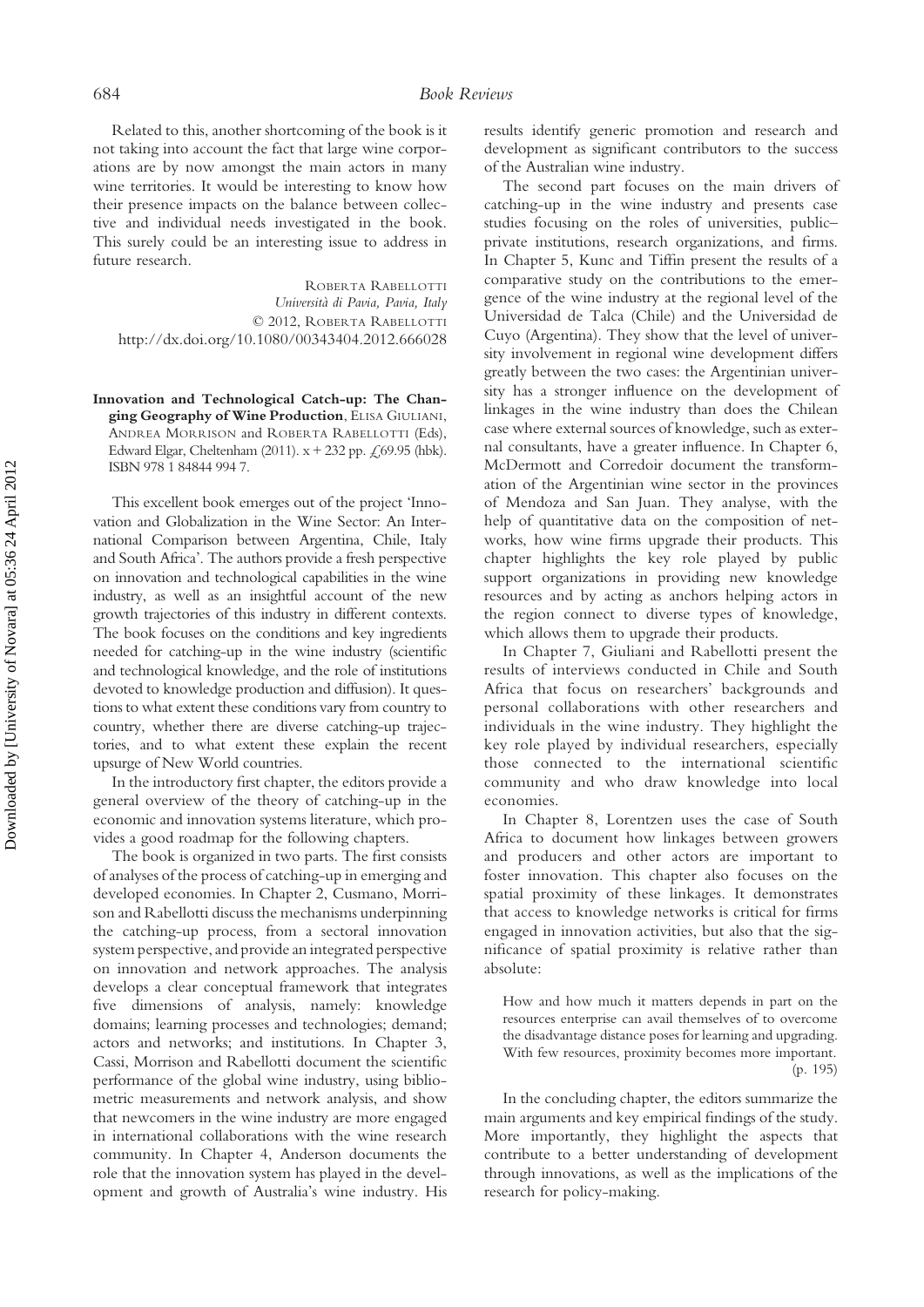Related to this, another shortcoming of the book is it not taking into account the fact that large wine corporations are by now amongst the main actors in many wine territories. It would be interesting to know how their presence impacts on the balance between collective and individual needs investigated in the book. This surely could be an interesting issue to address in future research.

Roberta Rabellotti
*Università di Pavia, Pavia, Italy*
© 2012, Roberta Rabellotti
http://dx.doi.org/10.1080/00343404.2012.666028

**Innovation and Technological Catch-up: The Changing Geography of Wine Production**, Elisa Giuliani, Andrea Morrison and Roberta Rabellotti (Eds), Edward Elgar, Cheltenham (2011). x + 232 pp. £69.95 (hbk). ISBN 978 1 84844 994 7.

This excellent book emerges out of the project 'Innovation and Globalization in the Wine Sector: An International Comparison between Argentina, Chile, Italy and South Africa'. The authors provide a fresh perspective on innovation and technological capabilities in the wine industry, as well as an insightful account of the new growth trajectories of this industry in different contexts. The book focuses on the conditions and key ingredients needed for catching-up in the wine industry (scientific and technological knowledge, and the role of institutions devoted to knowledge production and diffusion). It questions to what extent these conditions vary from country to country, whether there are diverse catching-up trajectories, and to what extent these explain the recent upsurge of New World countries.

In the introductory first chapter, the editors provide a general overview of the theory of catching-up in the economic and innovation systems literature, which provides a good roadmap for the following chapters.

The book is organized in two parts. The first consists of analyses of the process of catching-up in emerging and developed economies. In Chapter 2, Cusmano, Morrison and Rabellotti discuss the mechanisms underpinning the catching-up process, from a sectoral innovation system perspective, and provide an integrated perspective on innovation and network approaches. The analysis develops a clear conceptual framework that integrates five dimensions of analysis, namely: knowledge domains; learning processes and technologies; demand; actors and networks; and institutions. In Chapter 3, Cassi, Morrison and Rabellotti document the scientific performance of the global wine industry, using bibliometric measurements and network analysis, and show that newcomers in the wine industry are more engaged in international collaborations with the wine research community. In Chapter 4, Anderson documents the role that the innovation system has played in the development and growth of Australia's wine industry. His results identify generic promotion and research and development as significant contributors to the success of the Australian wine industry.

The second part focuses on the main drivers of catching-up in the wine industry and presents case studies focusing on the roles of universities, public–private institutions, research organizations, and firms. In Chapter 5, Kunc and Tiffin present the results of a comparative study on the contributions to the emergence of the wine industry at the regional level of the Universidad de Talca (Chile) and the Universidad de Cuyo (Argentina). They show that the level of university involvement in regional wine development differs greatly between the two cases: the Argentinian university has a stronger influence on the development of linkages in the wine industry than does the Chilean case where external sources of knowledge, such as external consultants, have a greater influence. In Chapter 6, McDermott and Corredoir document the transformation of the Argentinian wine sector in the provinces of Mendoza and San Juan. They analyse, with the help of quantitative data on the composition of networks, how wine firms upgrade their products. This chapter highlights the key role played by public support organizations in providing new knowledge resources and by acting as anchors helping actors in the region connect to diverse types of knowledge, which allows them to upgrade their products.

In Chapter 7, Giuliani and Rabellotti present the results of interviews conducted in Chile and South Africa that focus on researchers' backgrounds and personal collaborations with other researchers and individuals in the wine industry. They highlight the key role played by individual researchers, especially those connected to the international scientific community and who draw knowledge into local economies.

In Chapter 8, Lorentzen uses the case of South Africa to document how linkages between growers and producers and other actors are important to foster innovation. This chapter also focuses on the spatial proximity of these linkages. It demonstrates that access to knowledge networks is critical for firms engaged in innovation activities, but also that the significance of spatial proximity is relative rather than absolute:

> How and how much it matters depends in part on the resources enterprise can avail themselves of to overcome the disadvantage distance poses for learning and upgrading. With few resources, proximity becomes more important. (p. 195)

In the concluding chapter, the editors summarize the main arguments and key empirical findings of the study. More importantly, they highlight the aspects that contribute to a better understanding of development through innovations, as well as the implications of the research for policy-making.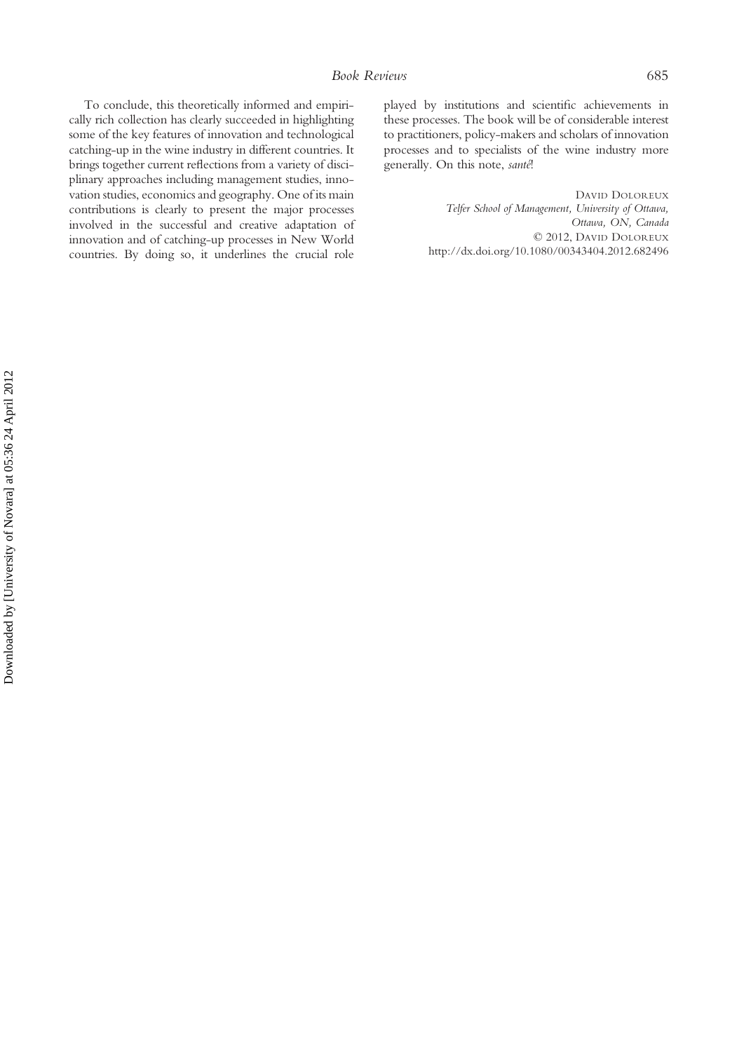To conclude, this theoretically informed and empirically rich collection has clearly succeeded in highlighting some of the key features of innovation and technological catching-up in the wine industry in different countries. It brings together current reflections from a variety of disciplinary approaches including management studies, innovation studies, economics and geography. One of its main contributions is clearly to present the major processes involved in the successful and creative adaptation of innovation and of catching-up processes in New World countries. By doing so, it underlines the crucial role played by institutions and scientific achievements in these processes. The book will be of considerable interest to practitioners, policy-makers and scholars of innovation processes and to specialists of the wine industry more generally. On this note, *santé*!

DAVID DOLOREUX
*Telfer School of Management, University of Ottawa, Ottawa, ON, Canada*
© 2012, DAVID DOLOREUX
http://dx.doi.org/10.1080/00343404.2012.682496